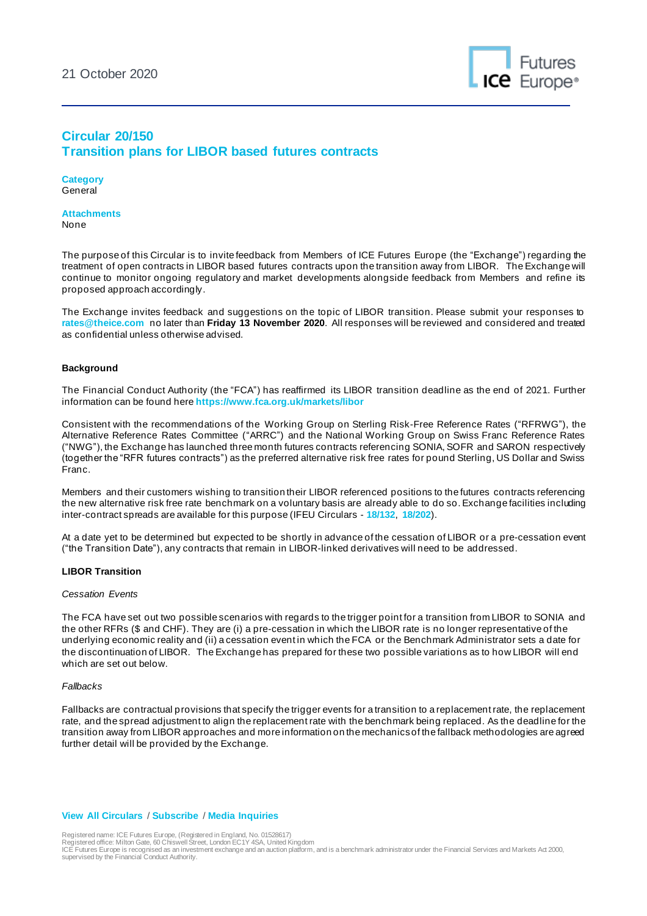21 October 2020

## Circular 20/150
## Transition plans for LIBOR based futures contracts

**Category**
General

**Attachments**
None

The purpose of this Circular is to invite feedback from Members of ICE Futures Europe (the "Exchange") regarding the treatment of open contracts in LIBOR based futures contracts upon the transition away from LIBOR. The Exchange will continue to monitor ongoing regulatory and market developments alongside feedback from Members and refine its proposed approach accordingly.

The Exchange invites feedback and suggestions on the topic of LIBOR transition. Please submit your responses to rates@theice.com no later than **Friday 13 November 2020**. All responses will be reviewed and considered and treated as confidential unless otherwise advised.

### Background

The Financial Conduct Authority (the "FCA") has reaffirmed its LIBOR transition deadline as the end of 2021. Further information can be found here https://www.fca.org.uk/markets/libor

Consistent with the recommendations of the Working Group on Sterling Risk-Free Reference Rates ("RFRWG"), the Alternative Reference Rates Committee ("ARRC") and the National Working Group on Swiss Franc Reference Rates ("NWG"), the Exchange has launched three month futures contracts referencing SONIA, SOFR and SARON respectively (together the "RFR futures contracts") as the preferred alternative risk free rates for pound Sterling, US Dollar and Swiss Franc.

Members and their customers wishing to transition their LIBOR referenced positions to the futures contracts referencing the new alternative risk free rate benchmark on a voluntary basis are already able to do so. Exchange facilities including inter-contract spreads are available for this purpose (IFEU Circulars - 18/132, 18/202).

At a date yet to be determined but expected to be shortly in advance of the cessation of LIBOR or a pre-cessation event ("the Transition Date"), any contracts that remain in LIBOR-linked derivatives will need to be addressed.

### LIBOR Transition

*Cessation Events*

The FCA have set out two possible scenarios with regards to the trigger point for a transition from LIBOR to SONIA and the other RFRs ($ and CHF). They are (i) a pre-cessation in which the LIBOR rate is no longer representative of the underlying economic reality and (ii) a cessation event in which the FCA or the Benchmark Administrator sets a date for the discontinuation of LIBOR. The Exchange has prepared for these two possible variations as to how LIBOR will end which are set out below.

*Fallbacks*

Fallbacks are contractual provisions that specify the trigger events for a transition to a replacement rate, the replacement rate, and the spread adjustment to align the replacement rate with the benchmark being replaced. As the deadline for the transition away from LIBOR approaches and more information on the mechanics of the fallback methodologies are agreed further detail will be provided by the Exchange.

**View All Circulars** / **Subscribe** / **Media Inquiries**

Registered name: ICE Futures Europe, (Registered in England, No. 01528617)
Registered office: Milton Gate, 60 Chiswell Street, London EC1Y 4SA, United Kingdom
ICE Futures Europe is recognised as an investment exchange and an auction platform, and is a benchmark administrator under the Financial Services and Markets Act 2000, supervised by the Financial Conduct Authority.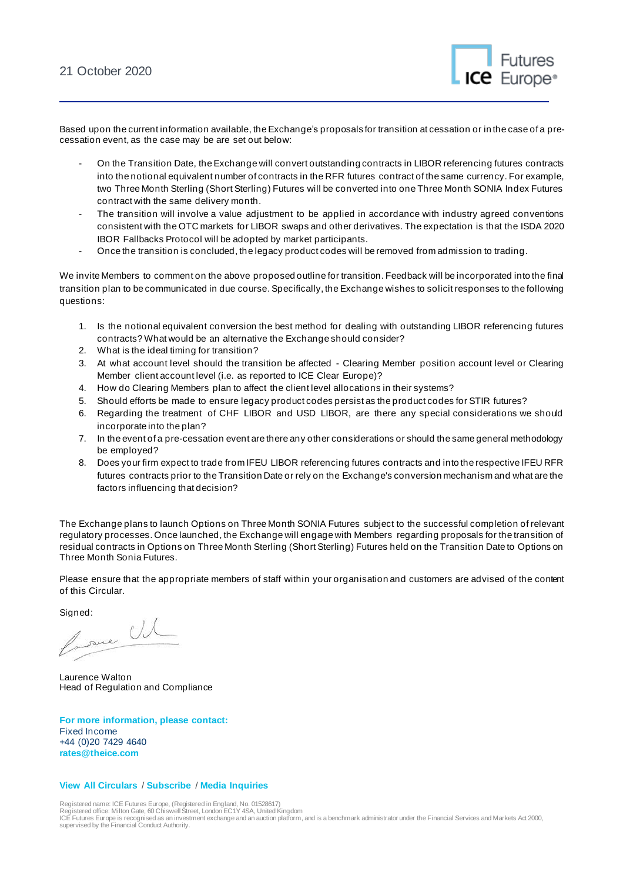Based upon the current information available, the Exchange's proposals for transition at cessation or in the case of a pre-cessation event, as the case may be are set out below:

- On the Transition Date, the Exchange will convert outstanding contracts in LIBOR referencing futures contracts into the notional equivalent number of contracts in the RFR futures contract of the same currency. For example, two Three Month Sterling (Short Sterling) Futures will be converted into one Three Month SONIA Index Futures contract with the same delivery month.
- The transition will involve a value adjustment to be applied in accordance with industry agreed conventions consistent with the OTC markets for LIBOR swaps and other derivatives. The expectation is that the ISDA 2020 IBOR Fallbacks Protocol will be adopted by market participants.
- Once the transition is concluded, the legacy product codes will be removed from admission to trading.

We invite Members to comment on the above proposed outline for transition. Feedback will be incorporated into the final transition plan to be communicated in due course. Specifically, the Exchange wishes to solicit responses to the following questions:

1. Is the notional equivalent conversion the best method for dealing with outstanding LIBOR referencing futures contracts? What would be an alternative the Exchange should consider?
2. What is the ideal timing for transition?
3. At what account level should the transition be affected - Clearing Member position account level or Clearing Member client account level (i.e. as reported to ICE Clear Europe)?
4. How do Clearing Members plan to affect the client level allocations in their systems?
5. Should efforts be made to ensure legacy product codes persist as the product codes for STIR futures?
6. Regarding the treatment of CHF LIBOR and USD LIBOR, are there any special considerations we should incorporate into the plan?
7. In the event of a pre-cessation event are there any other considerations or should the same general methodology be employed?
8. Does your firm expect to trade from IFEU LIBOR referencing futures contracts and into the respective IFEU RFR futures contracts prior to the Transition Date or rely on the Exchange's conversion mechanism and what are the factors influencing that decision?

The Exchange plans to launch Options on Three Month SONIA Futures subject to the successful completion of relevant regulatory processes. Once launched, the Exchange will engage with Members regarding proposals for the transition of residual contracts in Options on Three Month Sterling (Short Sterling) Futures held on the Transition Date to Options on Three Month Sonia Futures.

Please ensure that the appropriate members of staff within your organisation and customers are advised of the content of this Circular.

Signed:

Laurence Walton
Head of Regulation and Compliance

**For more information, please contact:**
Fixed Income
+44 (0)20 7429 4640
**rates@theice.com**

**View All Circulars** / **Subscribe** / **Media Inquiries**

Registered name: ICE Futures Europe, (Registered in England, No. 01528617)
Registered office: Milton Gate, 60 Chiswell Street, London EC1Y 4SA, United Kingdom
ICE Futures Europe is recognised as an investment exchange and an auction platform, and is a benchmark administrator under the Financial Services and Markets Act 2000, supervised by the Financial Conduct Authority.